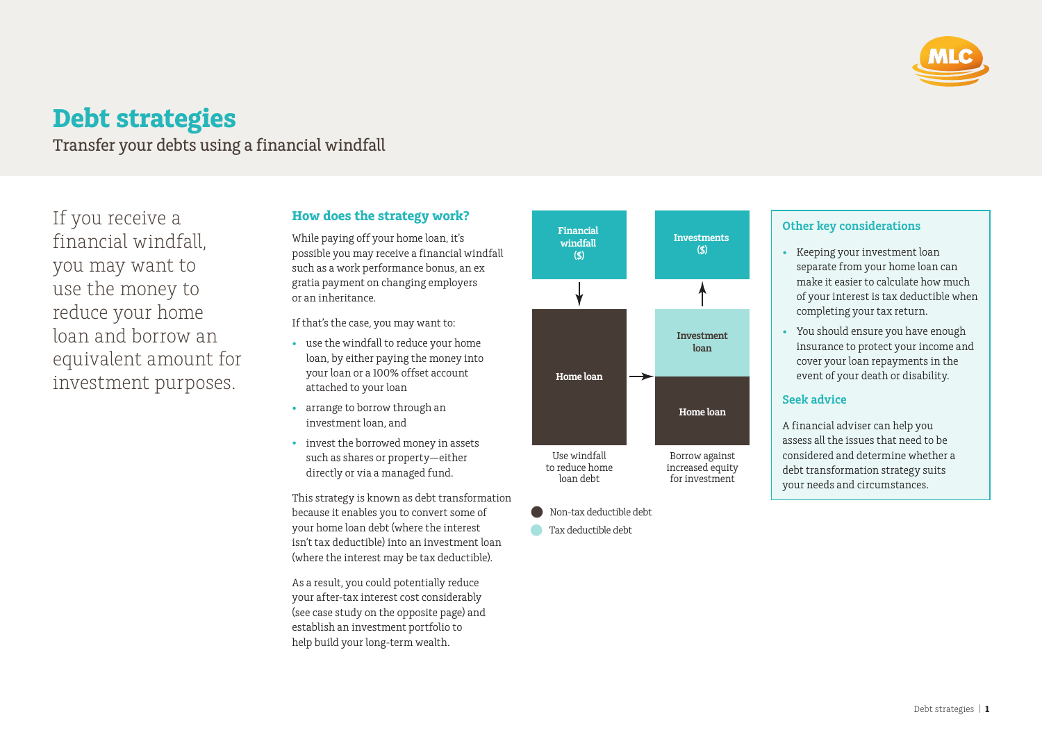# Debt strategies

Transfer your debts using a financial windfall

If you receive a financial windfall, you may want to use the money to reduce your home loan and borrow an equivalent amount for investment purposes.

## How does the strategy work?

While paying off your home loan, it's possible you may receive a financial windfall such as a work performance bonus, an ex gratia payment on changing employers or an inheritance.

If that's the case, you may want to:

- use the windfall to reduce your home loan, by either paying the money into your loan or a 100% offset account attached to your loan
- arrange to borrow through an investment loan, and
- invest the borrowed money in assets such as shares or property—either directly or via a managed fund.

This strategy is known as debt transformation because it enables you to convert some of your home loan debt (where the interest isn't tax deductible) into an investment loan (where the interest may be tax deductible).

As a result, you could potentially reduce your after-tax interest cost considerably (see case study on the opposite page) and establish an investment portfolio to help build your long-term wealth.

Financial windfall ($) → Home loan

Use windfall to reduce home loan debt

Investment loan → Investments ($)
Home loan

Borrow against increased equity for investment

- Non-tax deductible debt
- Tax deductible debt

## Other key considerations

- Keeping your investment loan separate from your home loan can make it easier to calculate how much of your interest is tax deductible when completing your tax return.
- You should ensure you have enough insurance to protect your income and cover your loan repayments in the event of your death or disability.

## Seek advice

A financial adviser can help you assess all the issues that need to be considered and determine whether a debt transformation strategy suits your needs and circumstances.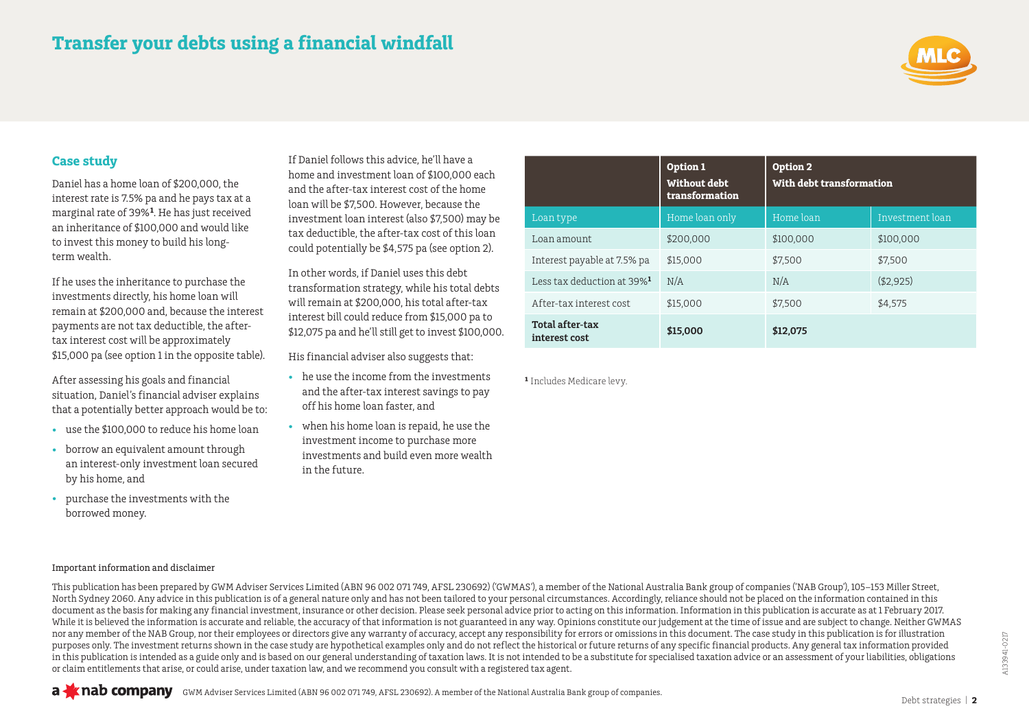# Transfer your debts using a financial windfall

## Case study

Daniel has a home loan of $200,000, the interest rate is 7.5% pa and he pays tax at a marginal rate of 39%[1]. He has just received an inheritance of $100,000 and would like to invest this money to build his long-term wealth.

If he uses the inheritance to purchase the investments directly, his home loan will remain at $200,000 and, because the interest payments are not tax deductible, the after-tax interest cost will be approximately $15,000 pa (see option 1 in the opposite table).

After assessing his goals and financial situation, Daniel's financial adviser explains that a potentially better approach would be to:

- use the $100,000 to reduce his home loan
- borrow an equivalent amount through an interest-only investment loan secured by his home, and
- purchase the investments with the borrowed money.

If Daniel follows this advice, he'll have a home and investment loan of $100,000 each and the after-tax interest cost of the home loan will be $7,500. However, because the investment loan interest (also $7,500) may be tax deductible, the after-tax cost of this loan could potentially be $4,575 pa (see option 2).

In other words, if Daniel uses this debt transformation strategy, while his total debts will remain at $200,000, his total after-tax interest bill could reduce from $15,000 pa to $12,075 pa and he'll still get to invest $100,000.

His financial adviser also suggests that:

- he use the income from the investments and the after-tax interest savings to pay off his home loan faster, and
- when his home loan is repaid, he use the investment income to purchase more investments and build even more wealth in the future.

| | **Option 1** **Without debt transformation** | **Option 2** **With debt transformation** | |
|---|---|---|---|
| Loan type | Home loan only | Home loan | Investment loan |
| Loan amount | $200,000 | $100,000 | $100,000 |
| Interest payable at 7.5% pa | $15,000 | $7,500 | $7,500 |
| Less tax deduction at 39%[1] | N/A | N/A | ($2,925) |
| After-tax interest cost | $15,000 | $7,500 | $4,575 |
| **Total after-tax interest cost** | **$15,000** | **$12,075** | |

[1] Includes Medicare levy.

#### Important information and disclaimer

This publication has been prepared by GWM Adviser Services Limited (ABN 96 002 071 749, AFSL 230692) ('GWMAS'), a member of the National Australia Bank group of companies ('NAB Group'), 105–153 Miller Street, North Sydney 2060. Any advice in this publication is of a general nature only and has not been tailored to your personal circumstances. Accordingly, reliance should not be placed on the information contained in this document as the basis for making any financial investment, insurance or other decision. Please seek personal advice prior to acting on this information. Information in this publication is accurate as at 1 February 2017. While it is believed the information is accurate and reliable, the accuracy of that information is not guaranteed in any way. Opinions constitute our judgement at the time of issue and are subject to change. Neither GWMAS nor any member of the NAB Group, nor their employees or directors give any warranty of accuracy, accept any responsibility for errors or omissions in this document. The case study in this publication is for illustration purposes only. The investment returns shown in the case study are hypothetical examples only and do not reflect the historical or future returns of any specific financial products. Any general tax information provided in this publication is intended as a guide only and is based on our general understanding of taxation laws. It is not intended to be a substitute for specialised taxation advice or an assessment of your liabilities, obligations or claim entitlements that arise, or could arise, under taxation law, and we recommend you consult with a registered tax agent.

a nab company GWM Adviser Services Limited (ABN 96 002 071 749, AFSL 230692). A member of the National Australia Bank group of companies.

A133941-0217